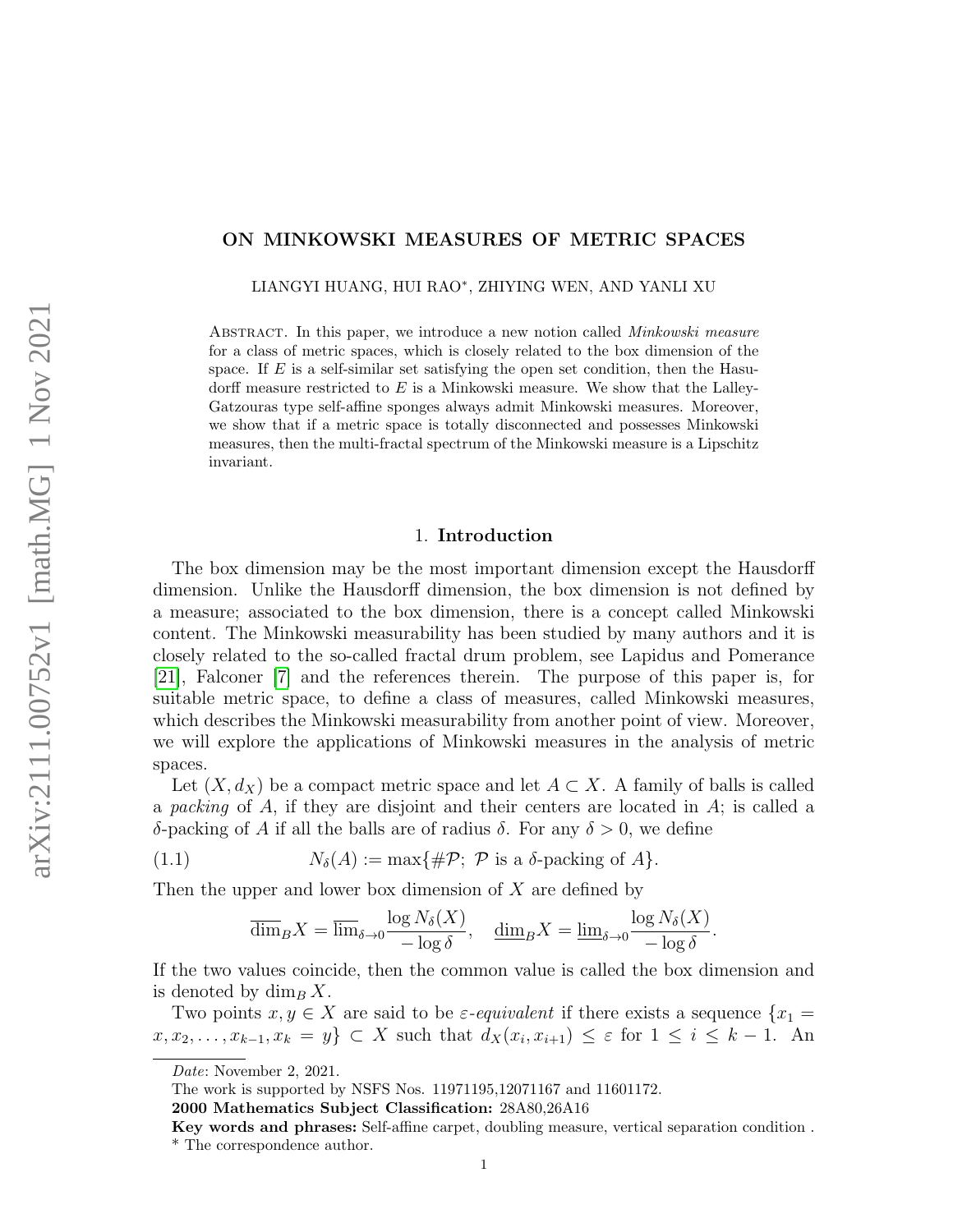# ON MINKOWSKI MEASURES OF METRIC SPACES

LIANGYI HUANG, HUI RAO*, ZHIYING WEN, AND YANLI XU

Abstract. In this paper, we introduce a new notion called *Minkowski measure* for a class of metric spaces, which is closely related to the box dimension of the space. If $E$ is a self-similar set satisfying the open set condition, then the Hasudorff measure restricted to $E$ is a Minkowski measure. We show that the Lalley-Gatzouras type self-affine sponges always admit Minkowski measures. Moreover, we show that if a metric space is totally disconnected and possesses Minkowski measures, then the multi-fractal spectrum of the Minkowski measure is a Lipschitz invariant.

## 1. Introduction

The box dimension may be the most important dimension except the Hausdorff dimension. Unlike the Hausdorff dimension, the box dimension is not defined by a measure; associated to the box dimension, there is a concept called Minkowski content. The Minkowski measurability has been studied by many authors and it is closely related to the so-called fractal drum problem, see Lapidus and Pomerance [21], Falconer [7] and the references therein. The purpose of this paper is, for suitable metric space, to define a class of measures, called Minkowski measures, which describes the Minkowski measurability from another point of view. Moreover, we will explore the applications of Minkowski measures in the analysis of metric spaces.

Let $(X, d_X)$ be a compact metric space and let $A \subset X$. A family of balls is called a *packing* of $A$, if they are disjoint and their centers are located in $A$; is called a $\delta$-packing of $A$ if all the balls are of radius $\delta$. For any $\delta > 0$, we define

$$N_\delta(A) := \max\{\#\mathcal{P};\ \mathcal{P} \text{ is a } \delta\text{-packing of } A\}. \tag{1.1}$$

Then the upper and lower box dimension of $X$ are defined by

$$\overline{\dim}_B X = \overline{\lim}_{\delta\to 0} \frac{\log N_\delta(X)}{-\log \delta}, \quad \underline{\dim}_B X = \underline{\lim}_{\delta\to 0} \frac{\log N_\delta(X)}{-\log \delta}.$$

If the two values coincide, then the common value is called the box dimension and is denoted by $\dim_B X$.

Two points $x, y \in X$ are said to be $\varepsilon$-*equivalent* if there exists a sequence $\{x_1 = x, x_2, \dots, x_{k-1}, x_k = y\} \subset X$ such that $d_X(x_i, x_{i+1}) \le \varepsilon$ for $1 \le i \le k-1$. An

---

*Date*: November 2, 2021.

The work is supported by NSFS Nos. 11971195,12071167 and 11601172.

**2000 Mathematics Subject Classification:** 28A80,26A16

**Key words and phrases:** Self-affine carpet, doubling measure, vertical separation condition .

* The correspondence author.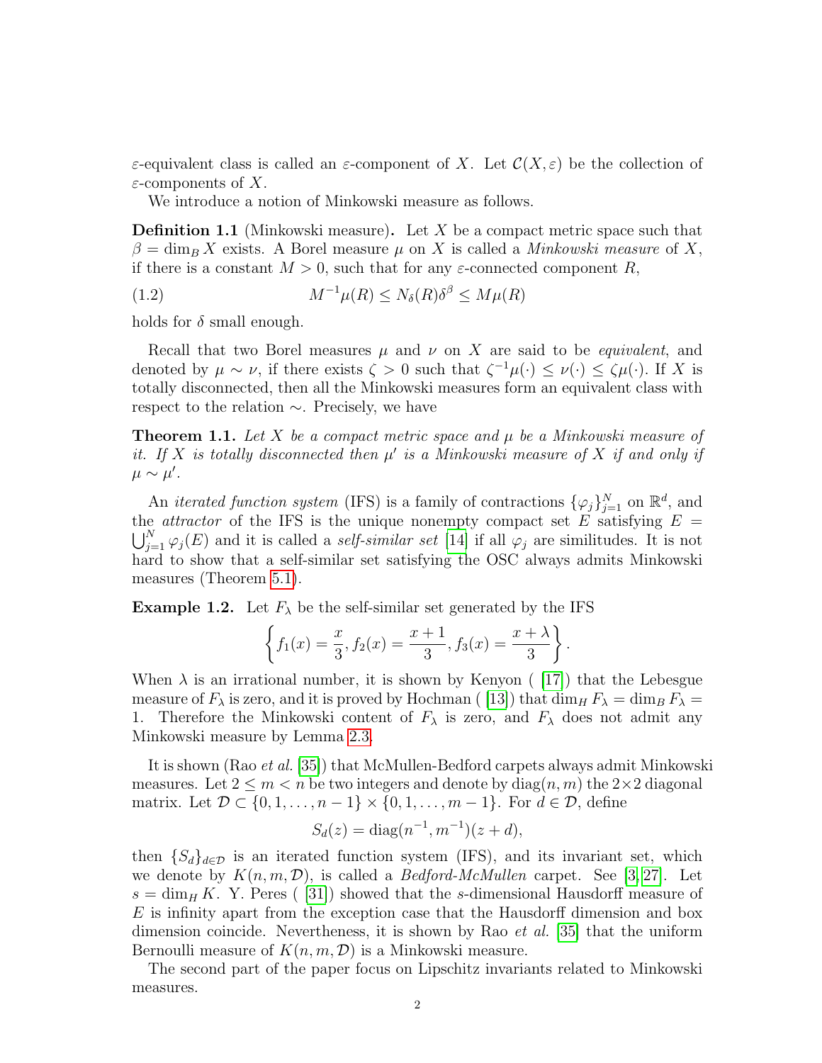$\varepsilon$-equivalent class is called an $\varepsilon$-component of $X$. Let $\mathcal{C}(X, \varepsilon)$ be the collection of $\varepsilon$-components of $X$.

We introduce a notion of Minkowski measure as follows.

**Definition 1.1** (Minkowski measure)**.** Let $X$ be a compact metric space such that $\beta = \dim_B X$ exists. A Borel measure $\mu$ on $X$ is called a *Minkowski measure* of $X$, if there is a constant $M > 0$, such that for any $\varepsilon$-connected component $R$,

$$M^{-1}\mu(R) \leq N_\delta(R)\delta^\beta \leq M\mu(R) \tag{1.2}$$

holds for $\delta$ small enough.

Recall that two Borel measures $\mu$ and $\nu$ on $X$ are said to be *equivalent*, and denoted by $\mu \sim \nu$, if there exists $\zeta > 0$ such that $\zeta^{-1}\mu(\cdot) \leq \nu(\cdot) \leq \zeta\mu(\cdot)$. If $X$ is totally disconnected, then all the Minkowski measures form an equivalent class with respect to the relation $\sim$. Precisely, we have

**Theorem 1.1.** *Let $X$ be a compact metric space and $\mu$ be a Minkowski measure of it. If $X$ is totally disconnected then $\mu'$ is a Minkowski measure of $X$ if and only if $\mu \sim \mu'$.*

An *iterated function system* (IFS) is a family of contractions $\{\varphi_j\}_{j=1}^N$ on $\mathbb{R}^d$, and the *attractor* of the IFS is the unique nonempty compact set $E$ satisfying $E = \bigcup_{j=1}^N \varphi_j(E)$ and it is called a *self-similar set* [14] if all $\varphi_j$ are similitudes. It is not hard to show that a self-similar set satisfying the OSC always admits Minkowski measures (Theorem 5.1).

**Example 1.2.** Let $F_\lambda$ be the self-similar set generated by the IFS

$$\left\{ f_1(x) = \frac{x}{3}, f_2(x) = \frac{x+1}{3}, f_3(x) = \frac{x+\lambda}{3} \right\}.$$

When $\lambda$ is an irrational number, it is shown by Kenyon ( [17]) that the Lebesgue measure of $F_\lambda$ is zero, and it is proved by Hochman ( [13]) that $\dim_H F_\lambda = \dim_B F_\lambda = 1$. Therefore the Minkowski content of $F_\lambda$ is zero, and $F_\lambda$ does not admit any Minkowski measure by Lemma 2.3.

It is shown (Rao *et al.* [35]) that McMullen-Bedford carpets always admit Minkowski measures. Let $2 \leq m < n$ be two integers and denote by $\operatorname{diag}(n, m)$ the $2\times 2$ diagonal matrix. Let $\mathcal{D} \subset \{0, 1, \dots, n-1\} \times \{0, 1, \dots, m-1\}$. For $d \in \mathcal{D}$, define

$$S_d(z) = \operatorname{diag}(n^{-1}, m^{-1})(z + d),$$

then $\{S_d\}_{d\in\mathcal{D}}$ is an iterated function system (IFS), and its invariant set, which we denote by $K(n, m, \mathcal{D})$, is called a *Bedford-McMullen* carpet. See [3, 27]. Let $s = \dim_H K$. Y. Peres ( [31]) showed that the $s$-dimensional Hausdorff measure of $E$ is infinity apart from the exception case that the Hausdorff dimension and box dimension coincide. Nevertheness, it is shown by Rao *et al.* [35] that the uniform Bernoulli measure of $K(n, m, \mathcal{D})$ is a Minkowski measure.

The second part of the paper focus on Lipschitz invariants related to Minkowski measures.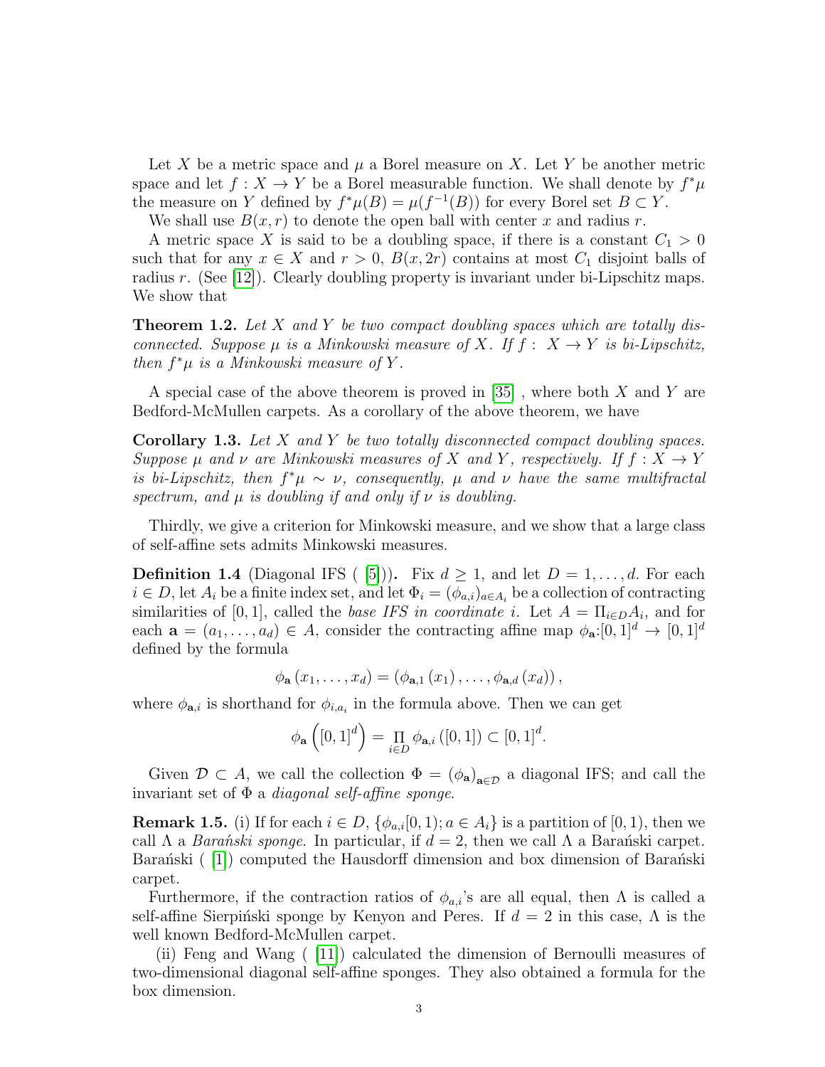Let $X$ be a metric space and $\mu$ a Borel measure on $X$. Let $Y$ be another metric space and let $f : X \to Y$ be a Borel measurable function. We shall denote by $f^*\mu$ the measure on $Y$ defined by $f^*\mu(B) = \mu(f^{-1}(B))$ for every Borel set $B \subset Y$.

We shall use $B(x, r)$ to denote the open ball with center $x$ and radius $r$.

A metric space $X$ is said to be a doubling space, if there is a constant $C_1 > 0$ such that for any $x \in X$ and $r > 0$, $B(x, 2r)$ contains at most $C_1$ disjoint balls of radius $r$. (See [12]). Clearly doubling property is invariant under bi-Lipschitz maps. We show that

**Theorem 1.2.** *Let $X$ and $Y$ be two compact doubling spaces which are totally disconnected. Suppose $\mu$ is a Minkowski measure of $X$. If $f : X \to Y$ is bi-Lipschitz, then $f^*\mu$ is a Minkowski measure of $Y$.*

A special case of the above theorem is proved in [35] , where both $X$ and $Y$ are Bedford-McMullen carpets. As a corollary of the above theorem, we have

**Corollary 1.3.** *Let $X$ and $Y$ be two totally disconnected compact doubling spaces. Suppose $\mu$ and $\nu$ are Minkowski measures of $X$ and $Y$, respectively. If $f : X \to Y$ is bi-Lipschitz, then $f^*\mu \sim \nu$, consequently, $\mu$ and $\nu$ have the same multifractal spectrum, and $\mu$ is doubling if and only if $\nu$ is doubling.*

Thirdly, we give a criterion for Minkowski measure, and we show that a large class of self-affine sets admits Minkowski measures.

**Definition 1.4** (Diagonal IFS ( [5]))**.** Fix $d \geq 1$, and let $D = 1, \dots, d$. For each $i \in D$, let $A_i$ be a finite index set, and let $\Phi_i = (\phi_{a,i})_{a \in A_i}$ be a collection of contracting similarities of $[0, 1]$, called the *base IFS in coordinate* $i$. Let $A = \Pi_{i \in D} A_i$, and for each $\mathbf{a} = (a_1, \dots, a_d) \in A$, consider the contracting affine map $\phi_{\mathbf{a}}:[0, 1]^d \to [0, 1]^d$ defined by the formula

$$\phi_{\mathbf{a}}(x_1, \dots, x_d) = (\phi_{\mathbf{a},1}(x_1), \dots, \phi_{\mathbf{a},d}(x_d)),$$

where $\phi_{\mathbf{a},i}$ is shorthand for $\phi_{i,a_i}$ in the formula above. Then we can get

$$\phi_{\mathbf{a}}\left([0, 1]^d\right) = \Pi_{i \in D} \phi_{\mathbf{a},i}([0, 1]) \subset [0, 1]^d.$$

Given $\mathcal{D} \subset A$, we call the collection $\Phi = (\phi_{\mathbf{a}})_{\mathbf{a} \in \mathcal{D}}$ a diagonal IFS; and call the invariant set of $\Phi$ a *diagonal self-affine sponge*.

**Remark 1.5.** (i) If for each $i \in D$, $\{\phi_{a,i}[0, 1); a \in A_i\}$ is a partition of $[0, 1)$, then we call $\Lambda$ a *Barański sponge*. In particular, if $d = 2$, then we call $\Lambda$ a Barański carpet. Barański ( [1]) computed the Hausdorff dimension and box dimension of Barański carpet.

Furthermore, if the contraction ratios of $\phi_{a,i}$'s are all equal, then $\Lambda$ is called a self-affine Sierpiński sponge by Kenyon and Peres. If $d = 2$ in this case, $\Lambda$ is the well known Bedford-McMullen carpet.

(ii) Feng and Wang ( [11]) calculated the dimension of Bernoulli measures of two-dimensional diagonal self-affine sponges. They also obtained a formula for the box dimension.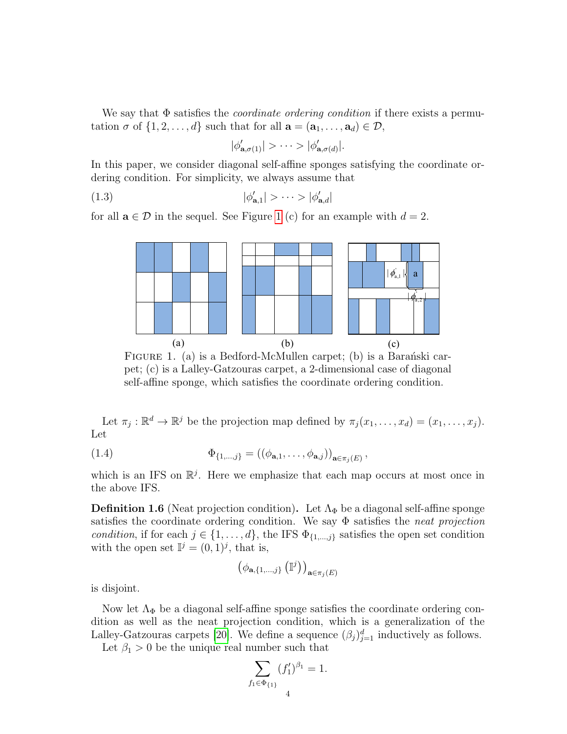We say that $\Phi$ satisfies the *coordinate ordering condition* if there exists a permutation $\sigma$ of $\{1, 2, \ldots, d\}$ such that for all $\mathbf{a} = (\mathbf{a}_1, \ldots, \mathbf{a}_d) \in \mathcal{D}$,

$$|\phi'_{\mathbf{a},\sigma(1)}| > \cdots > |\phi'_{\mathbf{a},\sigma(d)}|.$$

In this paper, we consider diagonal self-affine sponges satisfying the coordinate ordering condition. For simplicity, we always assume that

$$|\phi'_{\mathbf{a},1}| > \cdots > |\phi'_{\mathbf{a},d}| \tag{1.3}$$

for all $\mathbf{a} \in \mathcal{D}$ in the sequel. See Figure 1 (c) for an example with $d = 2$.

FIGURE 1. (a) is a Bedford-McMullen carpet; (b) is a Barański carpet; (c) is a Lalley-Gatzouras carpet, a 2-dimensional case of diagonal self-affine sponge, which satisfies the coordinate ordering condition.

Let $\pi_j : \mathbb{R}^d \to \mathbb{R}^j$ be the projection map defined by $\pi_j(x_1, \ldots, x_d) = (x_1, \ldots, x_j)$. Let

$$\Phi_{\{1,\ldots,j\}} = \left((\phi_{\mathbf{a},1}, \ldots, \phi_{\mathbf{a},j})\right)_{\mathbf{a}\in\pi_j(E)}, \tag{1.4}$$

which is an IFS on $\mathbb{R}^j$. Here we emphasize that each map occurs at most once in the above IFS.

**Definition 1.6** (Neat projection condition)**.** Let $\Lambda_\Phi$ be a diagonal self-affine sponge satisfies the coordinate ordering condition. We say $\Phi$ satisfies the *neat projection condition*, if for each $j \in \{1, \ldots, d\}$, the IFS $\Phi_{\{1,\ldots,j\}}$ satisfies the open set condition with the open set $\mathbb{I}^j = (0, 1)^j$, that is,

$$\left(\phi_{\mathbf{a},\{1,\ldots,j\}}\left(\mathbb{I}^j\right)\right)_{\mathbf{a}\in\pi_j(E)}$$

is disjoint.

Now let $\Lambda_\Phi$ be a diagonal self-affine sponge satisfies the coordinate ordering condition as well as the neat projection condition, which is a generalization of the Lalley-Gatzouras carpets [20]. We define a sequence $(\beta_j)_{j=1}^d$ inductively as follows.

Let $\beta_1 > 0$ be the unique real number such that

$$\sum_{f_1\in\Phi_{\{1\}}} (f_1')^{\beta_1} = 1.$$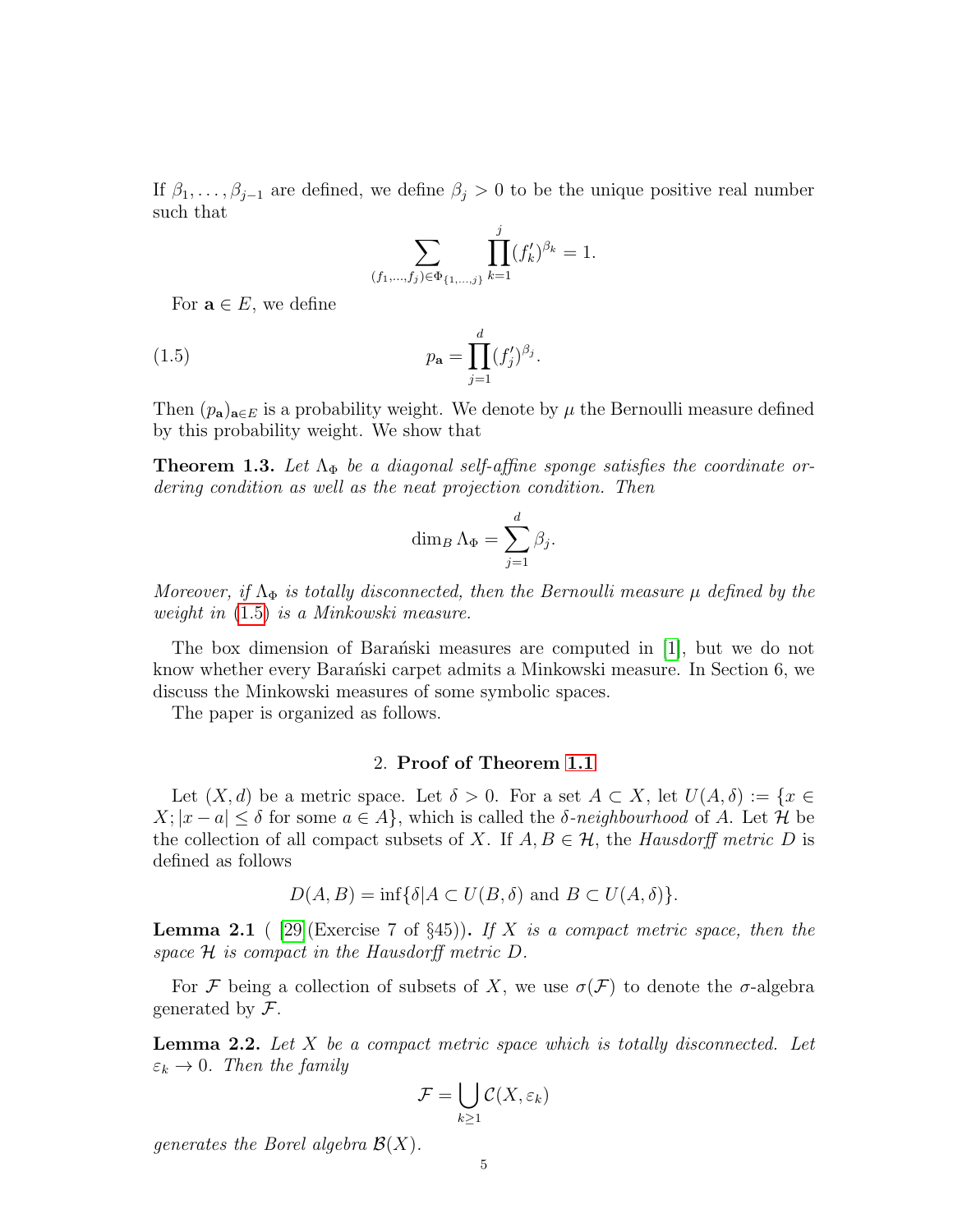If $\beta_1, \ldots, \beta_{j-1}$ are defined, we define $\beta_j > 0$ to be the unique positive real number such that

$$\sum_{(f_1,\ldots,f_j)\in\Phi_{\{1,\ldots,j\}}} \prod_{k=1}^{j} (f_k')^{\beta_k} = 1.$$

For $\mathbf{a} \in E$, we define

$$p_{\mathbf{a}} = \prod_{j=1}^{d} (f_j')^{\beta_j}. \tag{1.5}$$

Then $(p_{\mathbf{a}})_{\mathbf{a}\in E}$ is a probability weight. We denote by $\mu$ the Bernoulli measure defined by this probability weight. We show that

**Theorem 1.3.** *Let $\Lambda_\Phi$ be a diagonal self-affine sponge satisfies the coordinate ordering condition as well as the neat projection condition. Then*

$$\dim_B \Lambda_\Phi = \sum_{j=1}^{d} \beta_j.$$

*Moreover, if $\Lambda_\Phi$ is totally disconnected, then the Bernoulli measure $\mu$ defined by the weight in (1.5) is a Minkowski measure.*

The box dimension of Barański measures are computed in [1], but we do not know whether every Barański carpet admits a Minkowski measure. In Section 6, we discuss the Minkowski measures of some symbolic spaces.

The paper is organized as follows.

## 2. Proof of Theorem 1.1

Let $(X, d)$ be a metric space. Let $\delta > 0$. For a set $A \subset X$, let $U(A, \delta) := \{x \in X; |x - a| \le \delta \text{ for some } a \in A\}$, which is called the *$\delta$-neighbourhood* of $A$. Let $\mathcal{H}$ be the collection of all compact subsets of $X$. If $A, B \in \mathcal{H}$, the *Hausdorff metric* $D$ is defined as follows

$$D(A, B) = \inf\{\delta | A \subset U(B, \delta) \text{ and } B \subset U(A, \delta)\}.$$

**Lemma 2.1** ( [29](Exercise 7 of §45))**.** *If $X$ is a compact metric space, then the space $\mathcal{H}$ is compact in the Hausdorff metric $D$.*

For $\mathcal{F}$ being a collection of subsets of $X$, we use $\sigma(\mathcal{F})$ to denote the $\sigma$-algebra generated by $\mathcal{F}$.

**Lemma 2.2.** *Let $X$ be a compact metric space which is totally disconnected. Let $\varepsilon_k \to 0$. Then the family*

$$\mathcal{F} = \bigcup_{k\ge 1} \mathcal{C}(X, \varepsilon_k)$$

*generates the Borel algebra $\mathcal{B}(X)$.*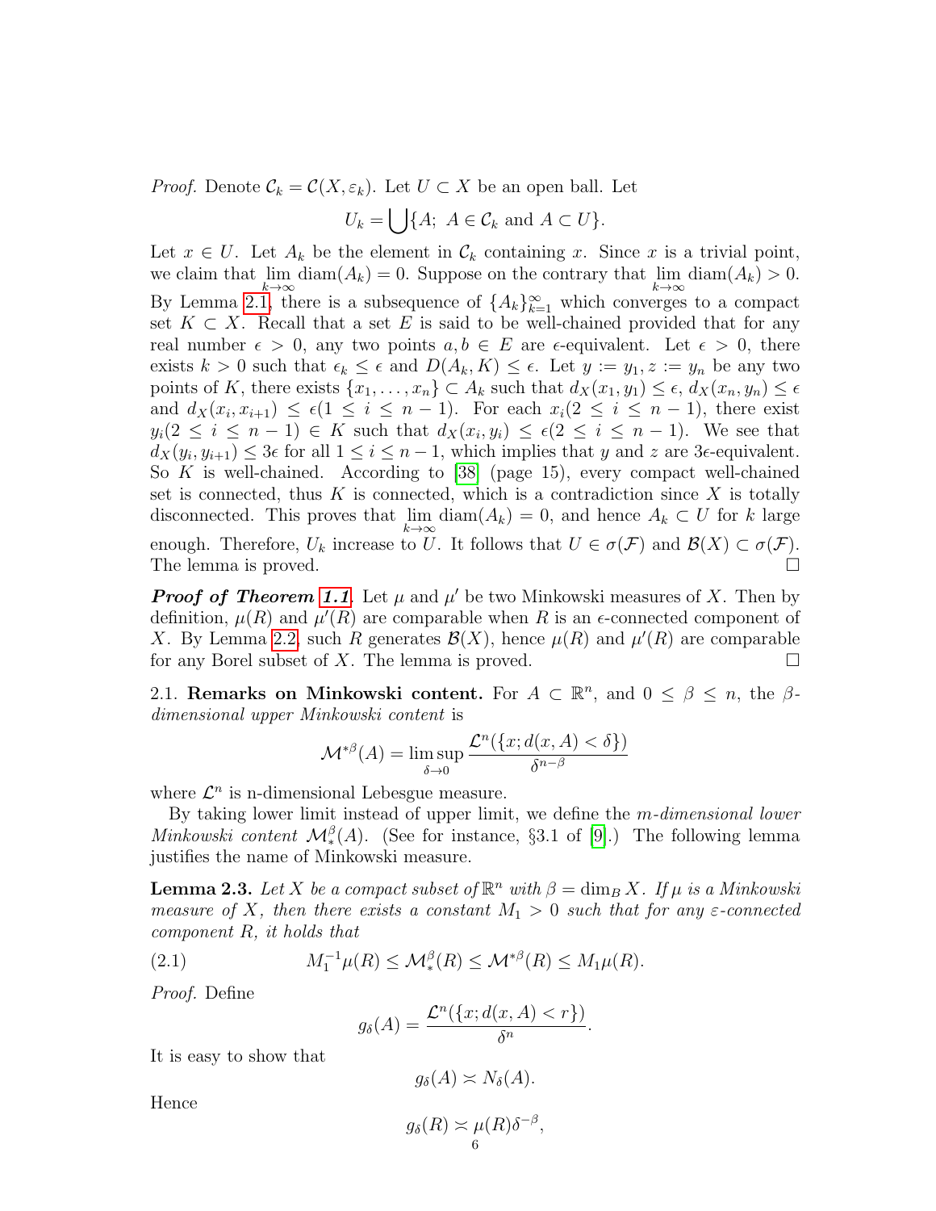*Proof.* Denote $\mathcal{C}_k = \mathcal{C}(X, \varepsilon_k)$. Let $U \subset X$ be an open ball. Let

$$U_k = \bigcup \{A;\ A \in \mathcal{C}_k \text{ and } A \subset U\}.$$

Let $x \in U$. Let $A_k$ be the element in $\mathcal{C}_k$ containing $x$. Since $x$ is a trivial point, we claim that $\lim_{k\to\infty} \operatorname{diam}(A_k) = 0$. Suppose on the contrary that $\lim_{k\to\infty} \operatorname{diam}(A_k) > 0$. By Lemma 2.1, there is a subsequence of $\{A_k\}_{k=1}^\infty$ which converges to a compact set $K \subset X$. Recall that a set $E$ is said to be well-chained provided that for any real number $\epsilon > 0$, any two points $a, b \in E$ are $\epsilon$-equivalent. Let $\epsilon > 0$, there exists $k > 0$ such that $\epsilon_k \leq \epsilon$ and $D(A_k, K) \leq \epsilon$. Let $y := y_1, z := y_n$ be any two points of $K$, there exists $\{x_1, \dots, x_n\} \subset A_k$ such that $d_X(x_1, y_1) \leq \epsilon$, $d_X(x_n, y_n) \leq \epsilon$ and $d_X(x_i, x_{i+1}) \leq \epsilon (1 \leq i \leq n-1)$. For each $x_i (2 \leq i \leq n-1)$, there exist $y_i (2 \leq i \leq n-1) \in K$ such that $d_X(x_i, y_i) \leq \epsilon (2 \leq i \leq n-1)$. We see that $d_X(y_i, y_{i+1}) \leq 3\epsilon$ for all $1 \leq i \leq n-1$, which implies that $y$ and $z$ are $3\epsilon$-equivalent. So $K$ is well-chained. According to [38] (page 15), every compact well-chained set is connected, thus $K$ is connected, which is a contradiction since $X$ is totally disconnected. This proves that $\lim_{k\to\infty} \operatorname{diam}(A_k) = 0$, and hence $A_k \subset U$ for $k$ large enough. Therefore, $U_k$ increase to $U$. It follows that $U \in \sigma(\mathcal{F})$ and $\mathcal{B}(X) \subset \sigma(\mathcal{F})$. The lemma is proved. ☐

***Proof of Theorem 1.1.*** Let $\mu$ and $\mu'$ be two Minkowski measures of $X$. Then by definition, $\mu(R)$ and $\mu'(R)$ are comparable when $R$ is an $\epsilon$-connected component of $X$. By Lemma 2.2, such $R$ generates $\mathcal{B}(X)$, hence $\mu(R)$ and $\mu'(R)$ are comparable for any Borel subset of $X$. The lemma is proved. ☐

2.1. **Remarks on Minkowski content.** For $A \subset \mathbb{R}^n$, and $0 \leq \beta \leq n$, the *$\beta$-dimensional upper Minkowski content* is

$$\mathcal{M}^{*\beta}(A) = \limsup_{\delta \to 0} \frac{\mathcal{L}^n(\{x; d(x, A) < \delta\})}{\delta^{n-\beta}}$$

where $\mathcal{L}^n$ is n-dimensional Lebesgue measure.

By taking lower limit instead of upper limit, we define the *$m$-dimensional lower Minkowski content* $\mathcal{M}^\beta_*(A)$. (See for instance, §3.1 of [9].) The following lemma justifies the name of Minkowski measure.

**Lemma 2.3.** *Let $X$ be a compact subset of $\mathbb{R}^n$ with $\beta = \dim_B X$. If $\mu$ is a Minkowski measure of $X$, then there exists a constant $M_1 > 0$ such that for any $\varepsilon$-connected component $R$, it holds that*

$$M_1^{-1}\mu(R) \leq \mathcal{M}^\beta_*(R) \leq \mathcal{M}^{*\beta}(R) \leq M_1 \mu(R). \tag{2.1}$$

*Proof.* Define

$$g_\delta(A) = \frac{\mathcal{L}^n(\{x; d(x, A) < r\})}{\delta^n}.$$

It is easy to show that

$$g_\delta(A) \asymp N_\delta(A).$$

Hence

$$g_\delta(R) \asymp \mu(R)\delta^{-\beta},$$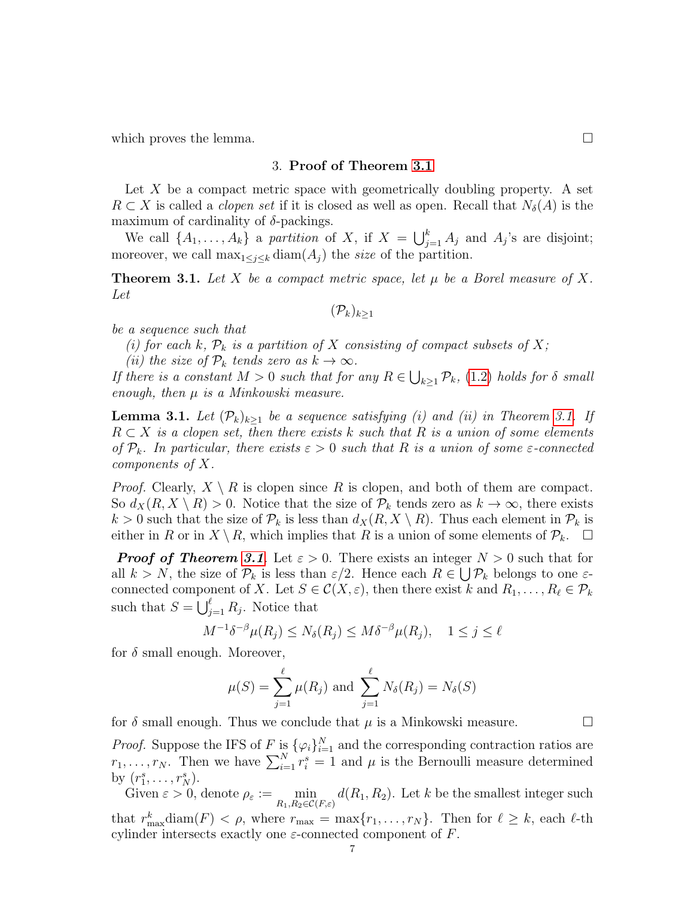which proves the lemma. ◻

## 3. **Proof of Theorem 3.1**

Let $X$ be a compact metric space with geometrically doubling property. A set $R \subset X$ is called a *clopen set* if it is closed as well as open. Recall that $N_\delta(A)$ is the maximum of cardinality of $\delta$-packings.

We call $\{A_1, \dots, A_k\}$ a *partition* of $X$, if $X = \bigcup_{j=1}^k A_j$ and $A_j$'s are disjoint; moreover, we call $\max_{1\le j\le k} \operatorname{diam}(A_j)$ the *size* of the partition.

**Theorem 3.1.** *Let $X$ be a compact metric space, let $\mu$ be a Borel measure of $X$. Let*

$$(\mathcal{P}_k)_{k\ge 1}$$

*be a sequence such that*

*(i) for each $k$, $\mathcal{P}_k$ is a partition of $X$ consisting of compact subsets of $X$;*

*(ii) the size of $\mathcal{P}_k$ tends zero as $k \to \infty$.*

*If there is a constant $M > 0$ such that for any $R \in \bigcup_{k\ge 1} \mathcal{P}_k$, (1.2) holds for $\delta$ small enough, then $\mu$ is a Minkowski measure.*

**Lemma 3.1.** *Let $(\mathcal{P}_k)_{k\ge 1}$ be a sequence satisfying (i) and (ii) in Theorem 3.1. If $R \subset X$ is a clopen set, then there exists $k$ such that $R$ is a union of some elements of $\mathcal{P}_k$. In particular, there exists $\varepsilon > 0$ such that $R$ is a union of some $\varepsilon$-connected components of $X$.*

*Proof.* Clearly, $X \setminus R$ is clopen since $R$ is clopen, and both of them are compact. So $d_X(R, X \setminus R) > 0$. Notice that the size of $\mathcal{P}_k$ tends zero as $k \to \infty$, there exists $k > 0$ such that the size of $\mathcal{P}_k$ is less than $d_X(R, X \setminus R)$. Thus each element in $\mathcal{P}_k$ is either in $R$ or in $X \setminus R$, which implies that $R$ is a union of some elements of $\mathcal{P}_k$. ◻

***Proof of Theorem 3.1*.** Let $\varepsilon > 0$. There exists an integer $N > 0$ such that for all $k > N$, the size of $\mathcal{P}_k$ is less than $\varepsilon/2$. Hence each $R \in \bigcup \mathcal{P}_k$ belongs to one $\varepsilon$-connected component of $X$. Let $S \in \mathcal{C}(X, \varepsilon)$, then there exist $k$ and $R_1, \dots, R_\ell \in \mathcal{P}_k$ such that $S = \bigcup_{j=1}^\ell R_j$. Notice that

$$M^{-1}\delta^{-\beta}\mu(R_j) \le N_\delta(R_j) \le M\delta^{-\beta}\mu(R_j), \quad 1 \le j \le \ell$$

for $\delta$ small enough. Moreover,

$$\mu(S) = \sum_{j=1}^{\ell} \mu(R_j) \text{ and } \sum_{j=1}^{\ell} N_\delta(R_j) = N_\delta(S)$$

for $\delta$ small enough. Thus we conclude that $\mu$ is a Minkowski measure. ◻

*Proof.* Suppose the IFS of $F$ is $\{\varphi_i\}_{i=1}^N$ and the corresponding contraction ratios are $r_1, \dots, r_N$. Then we have $\sum_{i=1}^N r_i^s = 1$ and $\mu$ is the Bernoulli measure determined by $(r_1^s, \dots, r_N^s)$.

Given $\varepsilon > 0$, denote $\rho_\varepsilon := \min\limits_{R_1, R_2 \in \mathcal{C}(F,\varepsilon)} d(R_1, R_2)$. Let $k$ be the smallest integer such that $r_{\max}^k \operatorname{diam}(F) < \rho$, where $r_{\max} = \max\{r_1, \dots, r_N\}$. Then for $\ell \ge k$, each $\ell$-th cylinder intersects exactly one $\varepsilon$-connected component of $F$.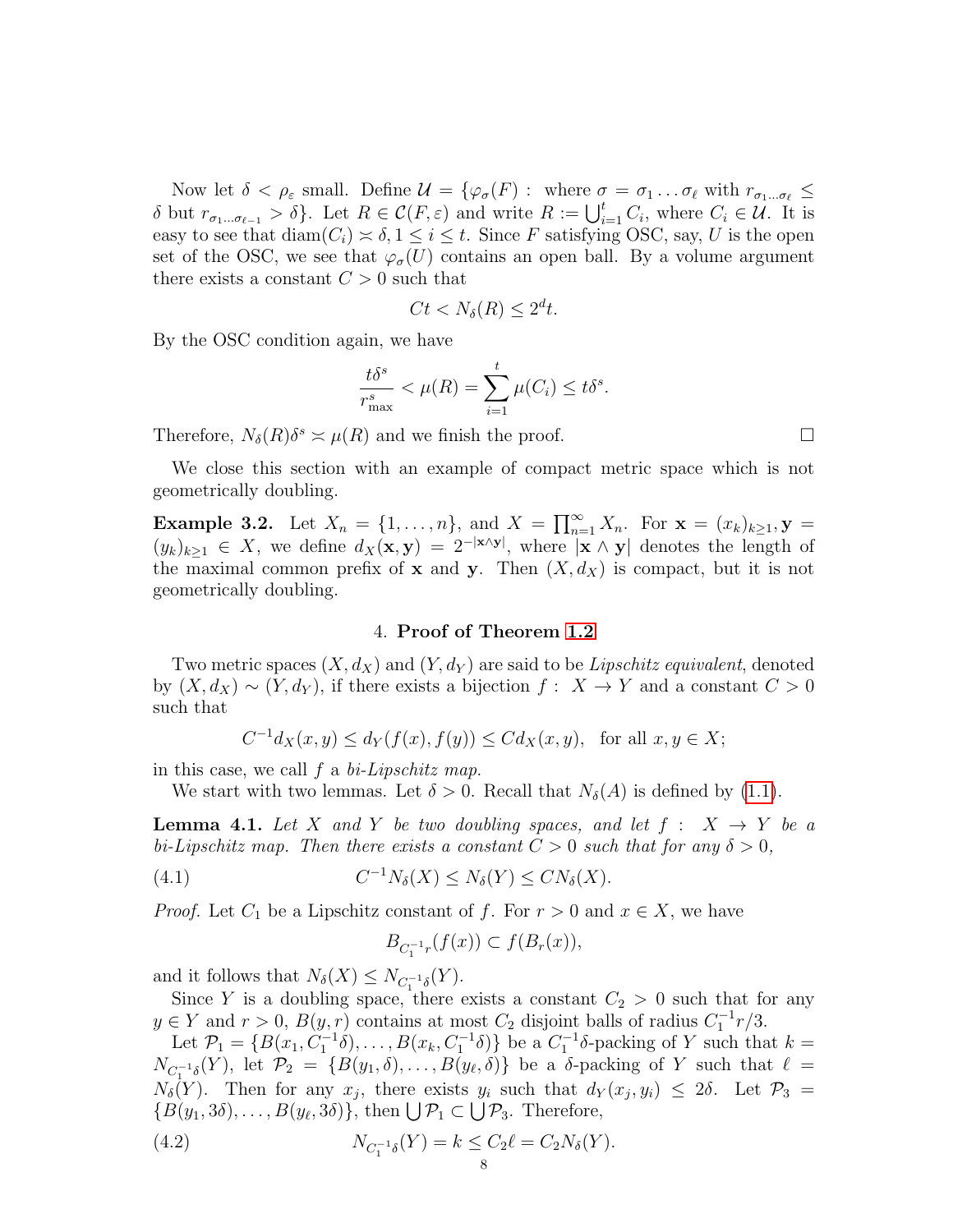Now let $\delta < \rho_\varepsilon$ small. Define $\mathcal{U} = \{\varphi_\sigma(F) :$ where $\sigma = \sigma_1 \dots \sigma_\ell$ with $r_{\sigma_1 \dots \sigma_\ell} \le \delta$ but $r_{\sigma_1 \dots \sigma_{\ell-1}} > \delta\}$. Let $R \in \mathcal{C}(F, \varepsilon)$ and write $R := \bigcup_{i=1}^t C_i$, where $C_i \in \mathcal{U}$. It is easy to see that $\operatorname{diam}(C_i) \asymp \delta, 1 \le i \le t$. Since $F$ satisfying OSC, say, $U$ is the open set of the OSC, we see that $\varphi_\sigma(U)$ contains an open ball. By a volume argument there exists a constant $C > 0$ such that

$$Ct < N_\delta(R) \le 2^d t.$$

By the OSC condition again, we have

$$\frac{t\delta^s}{r_{\max}^s} < \mu(R) = \sum_{i=1}^t \mu(C_i) \le t\delta^s.$$

Therefore, $N_\delta(R)\delta^s \asymp \mu(R)$ and we finish the proof. $\square$

We close this section with an example of compact metric space which is not geometrically doubling.

**Example 3.2.** Let $X_n = \{1, \dots, n\}$, and $X = \prod_{n=1}^\infty X_n$. For $\mathbf{x} = (x_k)_{k \ge 1}, \mathbf{y} = (y_k)_{k \ge 1} \in X$, we define $d_X(\mathbf{x}, \mathbf{y}) = 2^{-|\mathbf{x} \wedge \mathbf{y}|}$, where $|\mathbf{x} \wedge \mathbf{y}|$ denotes the length of the maximal common prefix of $\mathbf{x}$ and $\mathbf{y}$. Then $(X, d_X)$ is compact, but it is not geometrically doubling.

## 4. Proof of Theorem 1.2

Two metric spaces $(X, d_X)$ and $(Y, d_Y)$ are said to be *Lipschitz equivalent*, denoted by $(X, d_X) \sim (Y, d_Y)$, if there exists a bijection $f : X \to Y$ and a constant $C > 0$ such that

$$C^{-1} d_X(x, y) \le d_Y(f(x), f(y)) \le C d_X(x, y), \quad \text{for all } x, y \in X;$$

in this case, we call $f$ a *bi-Lipschitz map*.

We start with two lemmas. Let $\delta > 0$. Recall that $N_\delta(A)$ is defined by (1.1).

**Lemma 4.1.** *Let $X$ and $Y$ be two doubling spaces, and let $f : X \to Y$ be a bi-Lipschitz map. Then there exists a constant $C > 0$ such that for any $\delta > 0$,*

$$C^{-1} N_\delta(X) \le N_\delta(Y) \le C N_\delta(X). \tag{4.1}$$

*Proof.* Let $C_1$ be a Lipschitz constant of $f$. For $r > 0$ and $x \in X$, we have

$$B_{C_1^{-1} r}(f(x)) \subset f(B_r(x)),$$

and it follows that $N_\delta(X) \le N_{C_1^{-1}\delta}(Y)$.

Since $Y$ is a doubling space, there exists a constant $C_2 > 0$ such that for any $y \in Y$ and $r > 0$, $B(y, r)$ contains at most $C_2$ disjoint balls of radius $C_1^{-1} r/3$.

Let $\mathcal{P}_1 = \{B(x_1, C_1^{-1}\delta), \dots, B(x_k, C_1^{-1}\delta)\}$ be a $C_1^{-1}\delta$-packing of $Y$ such that $k = N_{C_1^{-1}\delta}(Y)$, let $\mathcal{P}_2 = \{B(y_1, \delta), \dots, B(y_\ell, \delta)\}$ be a $\delta$-packing of $Y$ such that $\ell = N_\delta(Y)$. Then for any $x_j$, there exists $y_i$ such that $d_Y(x_j, y_i) \le 2\delta$. Let $\mathcal{P}_3 = \{B(y_1, 3\delta), \dots, B(y_\ell, 3\delta)\}$, then $\bigcup \mathcal{P}_1 \subset \bigcup \mathcal{P}_3$. Therefore,

$$N_{C_1^{-1}\delta}(Y) = k \le C_2 \ell = C_2 N_\delta(Y). \tag{4.2}$$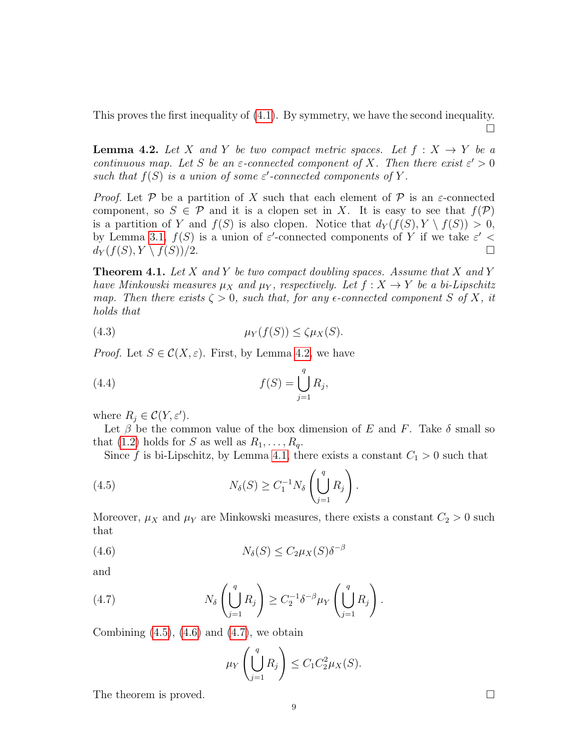This proves the first inequality of (4.1). By symmetry, we have the second inequality. $\square$

**Lemma 4.2.** *Let $X$ and $Y$ be two compact metric spaces. Let $f : X \to Y$ be a continuous map. Let $S$ be an $\varepsilon$-connected component of $X$. Then there exist $\varepsilon' > 0$ such that $f(S)$ is a union of some $\varepsilon'$-connected components of $Y$.*

*Proof.* Let $\mathcal{P}$ be a partition of $X$ such that each element of $\mathcal{P}$ is an $\varepsilon$-connected component, so $S \in \mathcal{P}$ and it is a clopen set in $X$. It is easy to see that $f(\mathcal{P})$ is a partition of $Y$ and $f(S)$ is also clopen. Notice that $d_Y(f(S), Y \setminus f(S)) > 0$, by Lemma 3.1, $f(S)$ is a union of $\varepsilon'$-connected components of $Y$ if we take $\varepsilon' < d_Y(f(S), Y \setminus f(S))/2$. $\square$

**Theorem 4.1.** *Let $X$ and $Y$ be two compact doubling spaces. Assume that $X$ and $Y$ have Minkowski measures $\mu_X$ and $\mu_Y$, respectively. Let $f : X \to Y$ be a bi-Lipschitz map. Then there exists $\zeta > 0$, such that, for any $\epsilon$-connected component $S$ of $X$, it holds that*

$$\mu_Y(f(S)) \leq \zeta \mu_X(S). \tag{4.3}$$

*Proof.* Let $S \in \mathcal{C}(X, \varepsilon)$. First, by Lemma 4.2, we have

$$f(S) = \bigcup_{j=1}^{q} R_j, \tag{4.4}$$

where $R_j \in \mathcal{C}(Y, \varepsilon')$.

Let $\beta$ be the common value of the box dimension of $E$ and $F$. Take $\delta$ small so that (1.2) holds for $S$ as well as $R_1, \dots, R_q$.

Since $f$ is bi-Lipschitz, by Lemma 4.1, there exists a constant $C_1 > 0$ such that

$$N_\delta(S) \geq C_1^{-1} N_\delta\left(\bigcup_{j=1}^{q} R_j\right). \tag{4.5}$$

Moreover, $\mu_X$ and $\mu_Y$ are Minkowski measures, there exists a constant $C_2 > 0$ such that

$$N_\delta(S) \leq C_2 \mu_X(S) \delta^{-\beta} \tag{4.6}$$

and

$$N_\delta\left(\bigcup_{j=1}^{q} R_j\right) \geq C_2^{-1} \delta^{-\beta} \mu_Y\left(\bigcup_{j=1}^{q} R_j\right). \tag{4.7}$$

Combining (4.5), (4.6) and (4.7), we obtain

$$\mu_Y\left(\bigcup_{j=1}^{q} R_j\right) \leq C_1 C_2^2 \mu_X(S).$$

The theorem is proved. $\square$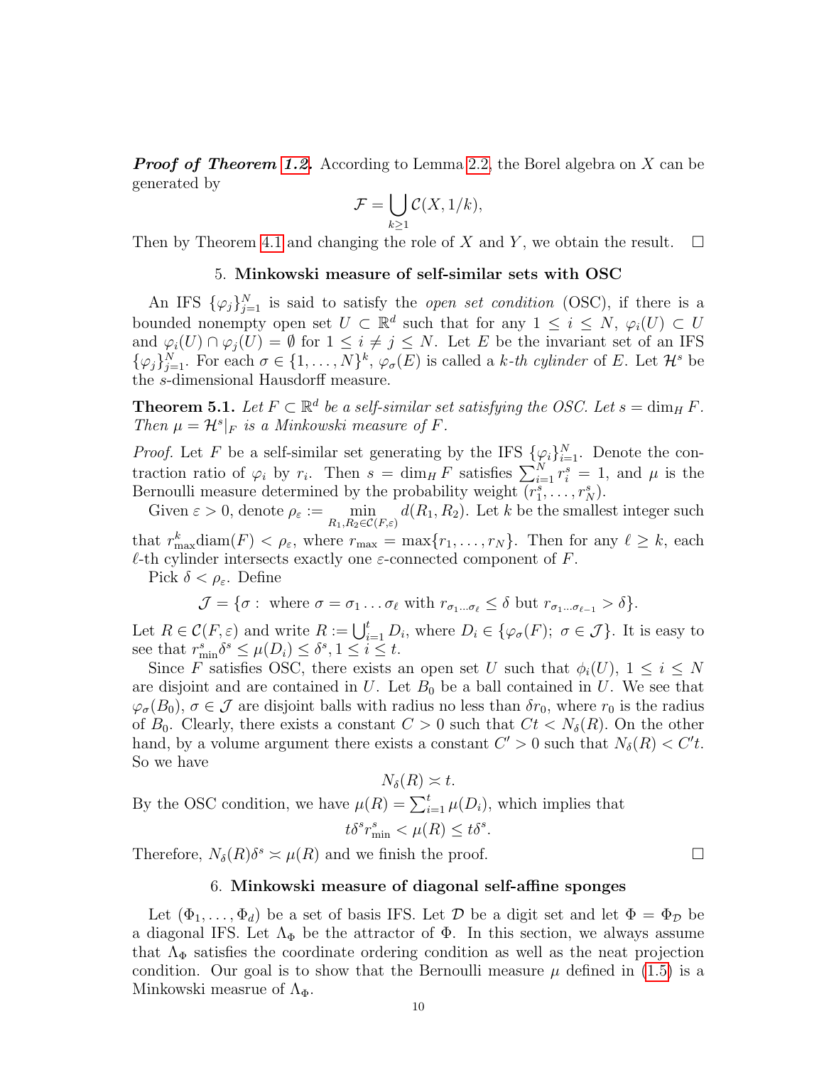***Proof of Theorem 1.2.*** According to Lemma 2.2, the Borel algebra on $X$ can be generated by

$$\mathcal{F} = \bigcup_{k \geq 1} \mathcal{C}(X, 1/k),$$

Then by Theorem 4.1 and changing the role of $X$ and $Y$, we obtain the result. $\square$

## 5. Minkowski measure of self-similar sets with OSC

An IFS $\{\varphi_j\}_{j=1}^N$ is said to satisfy the *open set condition* (OSC), if there is a bounded nonempty open set $U \subset \mathbb{R}^d$ such that for any $1 \leq i \leq N$, $\varphi_i(U) \subset U$ and $\varphi_i(U) \cap \varphi_j(U) = \emptyset$ for $1 \leq i \neq j \leq N$. Let $E$ be the invariant set of an IFS $\{\varphi_j\}_{j=1}^N$. For each $\sigma \in \{1, \dots, N\}^k$, $\varphi_\sigma(E)$ is called a *k-th cylinder* of $E$. Let $\mathcal{H}^s$ be the $s$-dimensional Hausdorff measure.

**Theorem 5.1.** *Let $F \subset \mathbb{R}^d$ be a self-similar set satisfying the OSC. Let $s = \dim_H F$. Then $\mu = \mathcal{H}^s|_F$ is a Minkowski measure of $F$.*

*Proof.* Let $F$ be a self-similar set generating by the IFS $\{\varphi_j\}_{i=1}^N$. Denote the contraction ratio of $\varphi_i$ by $r_i$. Then $s = \dim_H F$ satisfies $\sum_{i=1}^N r_i^s = 1$, and $\mu$ is the Bernoulli measure determined by the probability weight $(r_1^s, \dots, r_N^s)$.

Given $\varepsilon > 0$, denote $\rho_\varepsilon := \min_{R_1, R_2 \in \mathcal{C}(F, \varepsilon)} d(R_1, R_2)$. Let $k$ be the smallest integer such that $r_{\max}^k \mathrm{diam}(F) < \rho_\varepsilon$, where $r_{\max} = \max\{r_1, \dots, r_N\}$. Then for any $\ell \geq k$, each $\ell$-th cylinder intersects exactly one $\varepsilon$-connected component of $F$.

Pick $\delta < \rho_\varepsilon$. Define

$$\mathcal{J} = \{\sigma : \text{ where } \sigma = \sigma_1 \dots \sigma_\ell \text{ with } r_{\sigma_1 \dots \sigma_\ell} \leq \delta \text{ but } r_{\sigma_1 \dots \sigma_{\ell-1}} > \delta\}.$$

Let $R \in \mathcal{C}(F, \varepsilon)$ and write $R := \bigcup_{i=1}^t D_i$, where $D_i \in \{\varphi_\sigma(F);\ \sigma \in \mathcal{J}\}$. It is easy to see that $r_{\min}^s \delta^s \leq \mu(D_i) \leq \delta^s, 1 \leq i \leq t$.

Since $F$ satisfies OSC, there exists an open set $U$ such that $\phi_i(U)$, $1 \leq i \leq N$ are disjoint and are contained in $U$. Let $B_0$ be a ball contained in $U$. We see that $\varphi_\sigma(B_0)$, $\sigma \in \mathcal{J}$ are disjoint balls with radius no less than $\delta r_0$, where $r_0$ is the radius of $B_0$. Clearly, there exists a constant $C > 0$ such that $Ct < N_\delta(R)$. On the other hand, by a volume argument there exists a constant $C' > 0$ such that $N_\delta(R) < C't$. So we have

$$N_\delta(R) \asymp t.$$

By the OSC condition, we have $\mu(R) = \sum_{i=1}^t \mu(D_i)$, which implies that

$$t\delta^s r_{\min}^s < \mu(R) \leq t\delta^s.$$

Therefore, $N_\delta(R)\delta^s \asymp \mu(R)$ and we finish the proof. $\square$

## 6. Minkowski measure of diagonal self-affine sponges

Let $(\Phi_1, \dots, \Phi_d)$ be a set of basis IFS. Let $\mathcal{D}$ be a digit set and let $\Phi = \Phi_{\mathcal{D}}$ be a diagonal IFS. Let $\Lambda_\Phi$ be the attractor of $\Phi$. In this section, we always assume that $\Lambda_\Phi$ satisfies the coordinate ordering condition as well as the neat projection condition. Our goal is to show that the Bernoulli measure $\mu$ defined in (1.5) is a Minkowski measrue of $\Lambda_\Phi$.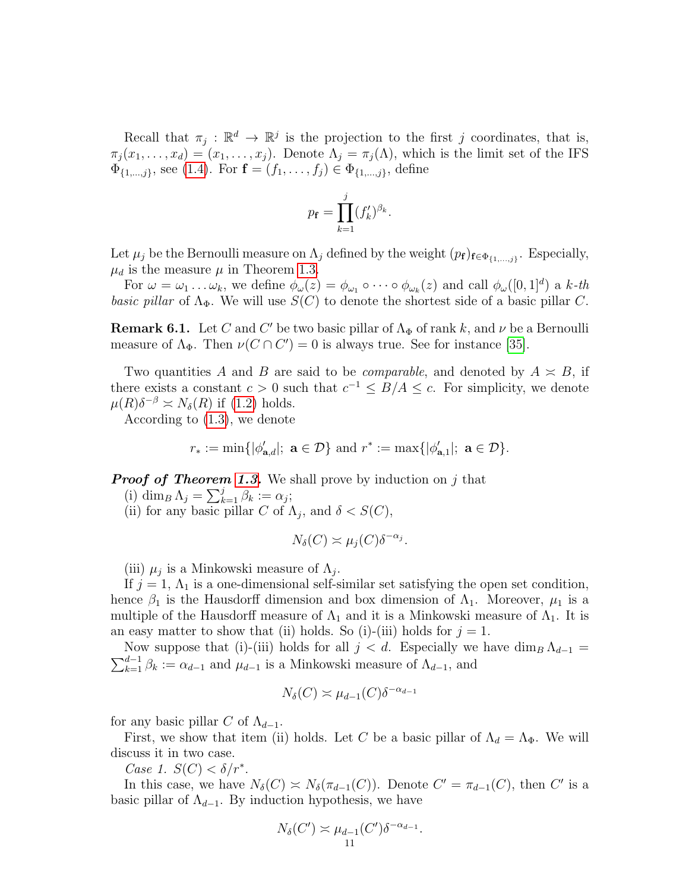Recall that $\pi_j : \mathbb{R}^d \to \mathbb{R}^j$ is the projection to the first $j$ coordinates, that is, $\pi_j(x_1, \dots, x_d) = (x_1, \dots, x_j)$. Denote $\Lambda_j = \pi_j(\Lambda)$, which is the limit set of the IFS $\Phi_{\{1,\dots,j\}}$, see (1.4). For $\mathbf{f} = (f_1, \dots, f_j) \in \Phi_{\{1,\dots,j\}}$, define

$$p_{\mathbf{f}} = \prod_{k=1}^{j} (f_k')^{\beta_k}.$$

Let $\mu_j$ be the Bernoulli measure on $\Lambda_j$ defined by the weight $(p_{\mathbf{f}})_{\mathbf{f} \in \Phi_{\{1,\dots,j\}}}$. Especially, $\mu_d$ is the measure $\mu$ in Theorem 1.3.

For $\omega = \omega_1 \dots \omega_k$, we define $\phi_\omega(z) = \phi_{\omega_1} \circ \dots \circ \phi_{\omega_k}(z)$ and call $\phi_\omega([0,1]^d)$ a *k-th basic pillar* of $\Lambda_\Phi$. We will use $S(C)$ to denote the shortest side of a basic pillar $C$.

**Remark 6.1.** Let $C$ and $C'$ be two basic pillar of $\Lambda_\Phi$ of rank $k$, and $\nu$ be a Bernoulli measure of $\Lambda_\Phi$. Then $\nu(C \cap C') = 0$ is always true. See for instance [35].

Two quantities $A$ and $B$ are said to be *comparable*, and denoted by $A \asymp B$, if there exists a constant $c > 0$ such that $c^{-1} \le B/A \le c$. For simplicity, we denote $\mu(R)\delta^{-\beta} \asymp N_\delta(R)$ if (1.2) holds.

According to (1.3), we denote

$$r_* := \min\{|\phi'_{\mathbf{a},d}|;\ \mathbf{a} \in \mathcal{D}\} \text{ and } r^* := \max\{|\phi'_{\mathbf{a},1}|;\ \mathbf{a} \in \mathcal{D}\}.$$

***Proof of Theorem 1.3.*** We shall prove by induction on $j$ that

(i) $\dim_B \Lambda_j = \sum_{k=1}^{j} \beta_k := \alpha_j$;

(ii) for any basic pillar $C$ of $\Lambda_j$, and $\delta < S(C)$,

$$N_\delta(C) \asymp \mu_j(C)\delta^{-\alpha_j}.$$

(iii) $\mu_j$ is a Minkowski measure of $\Lambda_j$.

If $j = 1$, $\Lambda_1$ is a one-dimensional self-similar set satisfying the open set condition, hence $\beta_1$ is the Hausdorff dimension and box dimension of $\Lambda_1$. Moreover, $\mu_1$ is a multiple of the Hausdorff measure of $\Lambda_1$ and it is a Minkowski measure of $\Lambda_1$. It is an easy matter to show that (ii) holds. So (i)-(iii) holds for $j = 1$.

Now suppose that (i)-(iii) holds for all $j < d$. Especially we have $\dim_B \Lambda_{d-1} = \sum_{k=1}^{d-1} \beta_k := \alpha_{d-1}$ and $\mu_{d-1}$ is a Minkowski measure of $\Lambda_{d-1}$, and

$$N_\delta(C) \asymp \mu_{d-1}(C)\delta^{-\alpha_{d-1}}$$

for any basic pillar $C$ of $\Lambda_{d-1}$.

First, we show that item (ii) holds. Let $C$ be a basic pillar of $\Lambda_d = \Lambda_\Phi$. We will discuss it in two case.

*Case 1.* $S(C) < \delta/r^*$.

In this case, we have $N_\delta(C) \asymp N_\delta(\pi_{d-1}(C))$. Denote $C' = \pi_{d-1}(C)$, then $C'$ is a basic pillar of $\Lambda_{d-1}$. By induction hypothesis, we have

$$N_\delta(C') \asymp \mu_{d-1}(C')\delta^{-\alpha_{d-1}}.$$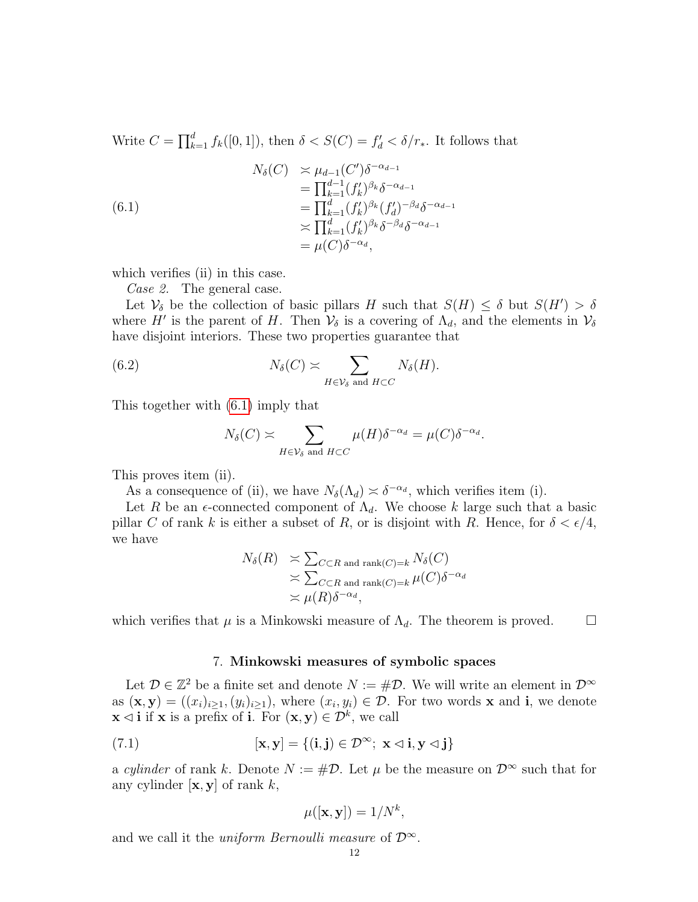Write $C = \prod_{k=1}^{d} f_k([0,1])$, then $\delta < S(C) = f'_d < \delta/r_*$. It follows that

$$
\begin{aligned}
N_\delta(C) &\asymp \mu_{d-1}(C')\delta^{-\alpha_{d-1}} \\
&= \prod_{k=1}^{d-1}(f'_k)^{\beta_k}\delta^{-\alpha_{d-1}} \\
&= \prod_{k=1}^{d}(f'_k)^{\beta_k}(f'_d)^{-\beta_d}\delta^{-\alpha_{d-1}} \\
&\asymp \prod_{k=1}^{d}(f'_k)^{\beta_k}\delta^{-\beta_d}\delta^{-\alpha_{d-1}} \\
&= \mu(C)\delta^{-\alpha_d},
\end{aligned}
\tag{6.1}
$$

which verifies (ii) in this case.

*Case 2.* The general case.

Let $\mathcal{V}_\delta$ be the collection of basic pillars $H$ such that $S(H) \le \delta$ but $S(H') > \delta$ where $H'$ is the parent of $H$. Then $\mathcal{V}_\delta$ is a covering of $\Lambda_d$, and the elements in $\mathcal{V}_\delta$ have disjoint interiors. These two properties guarantee that

$$
N_\delta(C) \asymp \sum_{H \in \mathcal{V}_\delta \text{ and } H \subset C} N_\delta(H). \tag{6.2}
$$

This together with (6.1) imply that

$$
N_\delta(C) \asymp \sum_{H \in \mathcal{V}_\delta \text{ and } H \subset C} \mu(H)\delta^{-\alpha_d} = \mu(C)\delta^{-\alpha_d}.
$$

This proves item (ii).

As a consequence of (ii), we have $N_\delta(\Lambda_d) \asymp \delta^{-\alpha_d}$, which verifies item (i).

Let $R$ be an $\epsilon$-connected component of $\Lambda_d$. We choose $k$ large such that a basic pillar $C$ of rank $k$ is either a subset of $R$, or is disjoint with $R$. Hence, for $\delta < \epsilon/4$, we have

$$
\begin{aligned}
N_\delta(R) &\asymp \sum_{C \subset R \text{ and } \mathrm{rank}(C)=k} N_\delta(C) \\
&\asymp \sum_{C \subset R \text{ and } \mathrm{rank}(C)=k} \mu(C)\delta^{-\alpha_d} \\
&\asymp \mu(R)\delta^{-\alpha_d},
\end{aligned}
$$

which verifies that $\mu$ is a Minkowski measure of $\Lambda_d$. The theorem is proved. $\square$

## 7. Minkowski measures of symbolic spaces

Let $\mathcal{D} \in \mathbb{Z}^2$ be a finite set and denote $N := \#\mathcal{D}$. We will write an element in $\mathcal{D}^\infty$ as $(\mathbf{x}, \mathbf{y}) = ((x_i)_{i\ge 1}, (y_i)_{i \ge 1})$, where $(x_i, y_i) \in \mathcal{D}$. For two words $\mathbf{x}$ and $\mathbf{i}$, we denote $\mathbf{x} \lhd \mathbf{i}$ if $\mathbf{x}$ is a prefix of $\mathbf{i}$. For $(\mathbf{x}, \mathbf{y}) \in \mathcal{D}^k$, we call

$$
[\mathbf{x}, \mathbf{y}] = \{(\mathbf{i}, \mathbf{j}) \in \mathcal{D}^\infty;\ \mathbf{x} \lhd \mathbf{i}, \mathbf{y} \lhd \mathbf{j}\} \tag{7.1}
$$

a *cylinder* of rank $k$. Denote $N := \#\mathcal{D}$. Let $\mu$ be the measure on $\mathcal{D}^\infty$ such that for any cylinder $[\mathbf{x}, \mathbf{y}]$ of rank $k$,

$$
\mu([\mathbf{x}, \mathbf{y}]) = 1/N^k,
$$

and we call it the *uniform Bernoulli measure* of $\mathcal{D}^\infty$.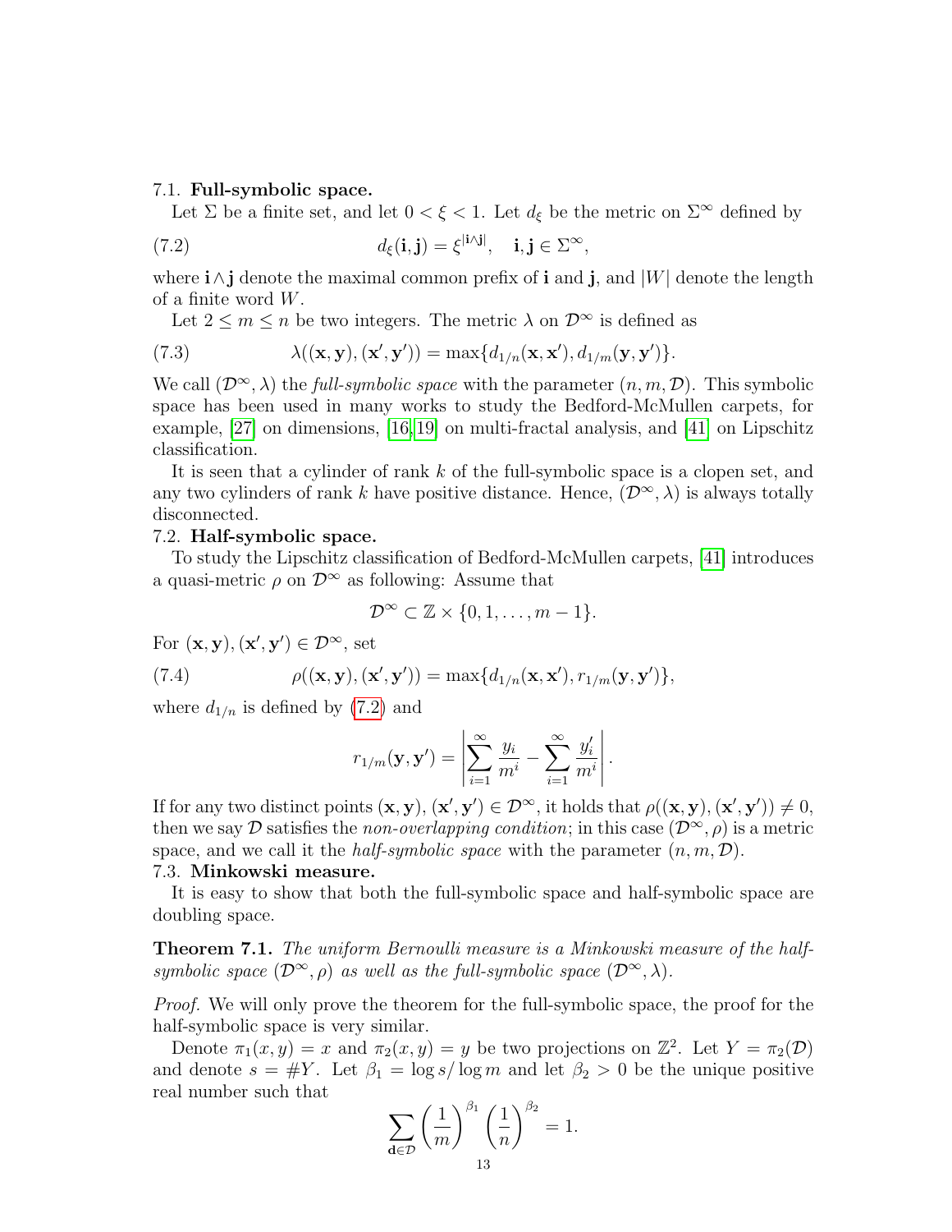7.1. **Full-symbolic space.**

Let $\Sigma$ be a finite set, and let $0 < \xi < 1$. Let $d_\xi$ be the metric on $\Sigma^\infty$ defined by

$$d_\xi(\mathbf{i}, \mathbf{j}) = \xi^{|\mathbf{i}\wedge\mathbf{j}|}, \quad \mathbf{i}, \mathbf{j} \in \Sigma^\infty, \tag{7.2}$$

where $\mathbf{i}\wedge\mathbf{j}$ denote the maximal common prefix of $\mathbf{i}$ and $\mathbf{j}$, and $|W|$ denote the length of a finite word $W$.

Let $2 \leq m \leq n$ be two integers. The metric $\lambda$ on $\mathcal{D}^\infty$ is defined as

$$\lambda((\mathbf{x}, \mathbf{y}), (\mathbf{x}', \mathbf{y}')) = \max\{d_{1/n}(\mathbf{x}, \mathbf{x}'), d_{1/m}(\mathbf{y}, \mathbf{y}')\}. \tag{7.3}$$

We call $(\mathcal{D}^\infty, \lambda)$ the *full-symbolic space* with the parameter $(n, m, \mathcal{D})$. This symbolic space has been used in many works to study the Bedford-McMullen carpets, for example, [27] on dimensions, [16, 19] on multi-fractal analysis, and [41] on Lipschitz classification.

It is seen that a cylinder of rank $k$ of the full-symbolic space is a clopen set, and any two cylinders of rank $k$ have positive distance. Hence, $(\mathcal{D}^\infty, \lambda)$ is always totally disconnected.

7.2. **Half-symbolic space.**

To study the Lipschitz classification of Bedford-McMullen carpets, [41] introduces a quasi-metric $\rho$ on $\mathcal{D}^\infty$ as following: Assume that

$$\mathcal{D}^\infty \subset \mathbb{Z} \times \{0, 1, \dots, m-1\}.$$

For $(\mathbf{x}, \mathbf{y}), (\mathbf{x}', \mathbf{y}') \in \mathcal{D}^\infty$, set

$$\rho((\mathbf{x}, \mathbf{y}), (\mathbf{x}', \mathbf{y}')) = \max\{d_{1/n}(\mathbf{x}, \mathbf{x}'), r_{1/m}(\mathbf{y}, \mathbf{y}')\}, \tag{7.4}$$

where $d_{1/n}$ is defined by (7.2) and

$$r_{1/m}(\mathbf{y}, \mathbf{y}') = \left| \sum_{i=1}^{\infty} \frac{y_i}{m^i} - \sum_{i=1}^{\infty} \frac{y_i'}{m^i} \right|.$$

If for any two distinct points $(\mathbf{x}, \mathbf{y}), (\mathbf{x}', \mathbf{y}') \in \mathcal{D}^\infty$, it holds that $\rho((\mathbf{x}, \mathbf{y}), (\mathbf{x}', \mathbf{y}')) \neq 0$, then we say $\mathcal{D}$ satisfies the *non-overlapping condition*; in this case $(\mathcal{D}^\infty, \rho)$ is a metric space, and we call it the *half-symbolic space* with the parameter $(n, m, \mathcal{D})$.

7.3. **Minkowski measure.**

It is easy to show that both the full-symbolic space and half-symbolic space are doubling space.

**Theorem 7.1.** *The uniform Bernoulli measure is a Minkowski measure of the half-symbolic space $(\mathcal{D}^\infty, \rho)$ as well as the full-symbolic space $(\mathcal{D}^\infty, \lambda)$.*

*Proof.* We will only prove the theorem for the full-symbolic space, the proof for the half-symbolic space is very similar.

Denote $\pi_1(x, y) = x$ and $\pi_2(x, y) = y$ be two projections on $\mathbb{Z}^2$. Let $Y = \pi_2(\mathcal{D})$ and denote $s = \#Y$. Let $\beta_1 = \log s / \log m$ and let $\beta_2 > 0$ be the unique positive real number such that

$$\sum_{\mathbf{d}\in\mathcal{D}} \left(\frac{1}{m}\right)^{\beta_1} \left(\frac{1}{n}\right)^{\beta_2} = 1.$$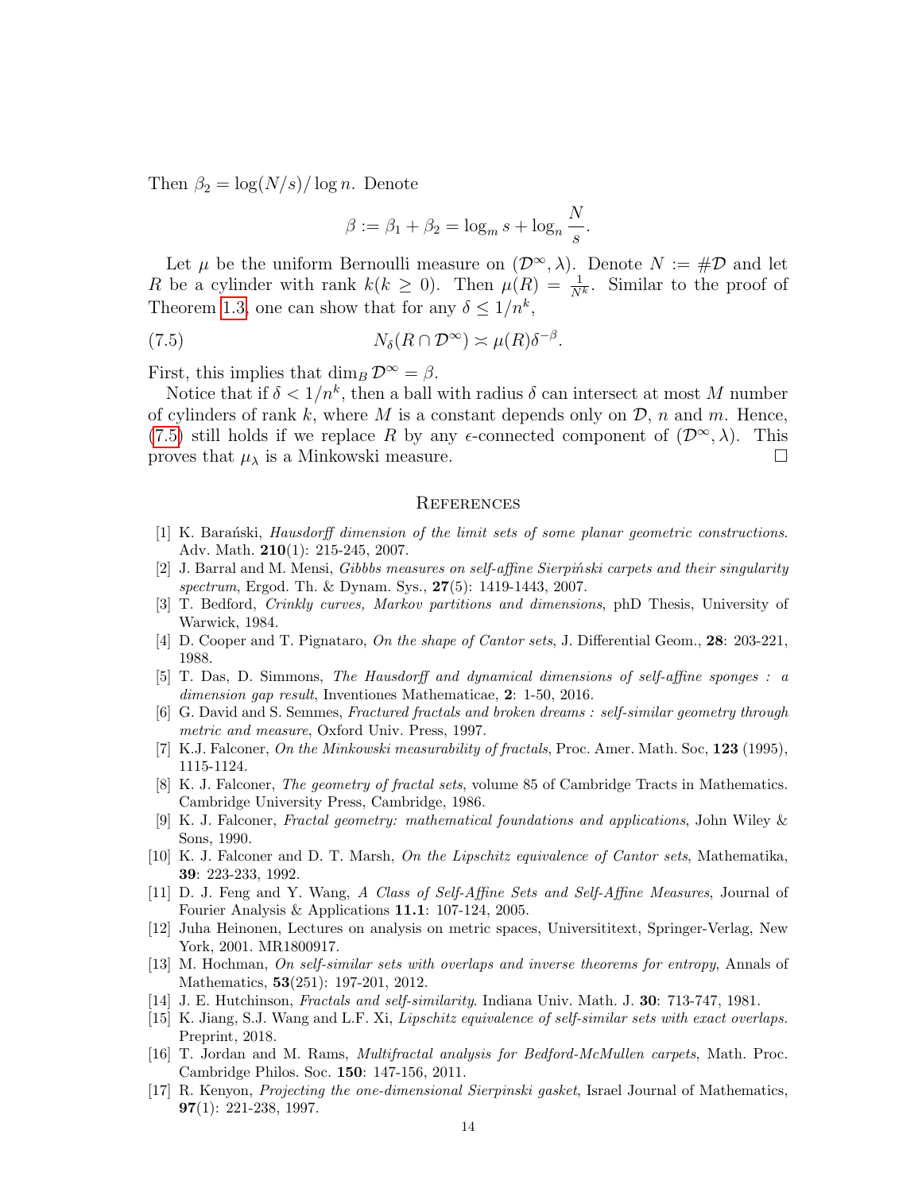Then $\beta_2 = \log(N/s)/\log n$. Denote

$$\beta := \beta_1 + \beta_2 = \log_m s + \log_n \frac{N}{s}.$$

Let $\mu$ be the uniform Bernoulli measure on $(\mathcal{D}^\infty, \lambda)$. Denote $N := \#\mathcal{D}$ and let $R$ be a cylinder with rank $k (k \geq 0)$. Then $\mu(R) = \frac{1}{N^k}$. Similar to the proof of Theorem 1.3, one can show that for any $\delta \leq 1/n^k$,

$$N_\delta(R \cap \mathcal{D}^\infty) \asymp \mu(R)\delta^{-\beta}. \tag{7.5}$$

First, this implies that $\dim_B \mathcal{D}^\infty = \beta$.

Notice that if $\delta < 1/n^k$, then a ball with radius $\delta$ can intersect at most $M$ number of cylinders of rank $k$, where $M$ is a constant depends only on $\mathcal{D}$, $n$ and $m$. Hence, (7.5) still holds if we replace $R$ by any $\epsilon$-connected component of $(\mathcal{D}^\infty, \lambda)$. This proves that $\mu_\lambda$ is a Minkowski measure. □

## References

[1] K. Barański, *Hausdorff dimension of the limit sets of some planar geometric constructions*. Adv. Math. **210**(1): 215-245, 2007.

[2] J. Barral and M. Mensi, *Gibbbs measures on self-affine Sierpiński carpets and their singularity spectrum*, Ergod. Th. & Dynam. Sys., **27**(5): 1419-1443, 2007.

[3] T. Bedford, *Crinkly curves, Markov partitions and dimensions*, phD Thesis, University of Warwick, 1984.

[4] D. Cooper and T. Pignataro, *On the shape of Cantor sets*, J. Differential Geom., **28**: 203-221, 1988.

[5] T. Das, D. Simmons, *The Hausdorff and dynamical dimensions of self-affine sponges : a dimension gap result*, Inventiones Mathematicae, **2**: 1-50, 2016.

[6] G. David and S. Semmes, *Fractured fractals and broken dreams : self-similar geometry through metric and measure*, Oxford Univ. Press, 1997.

[7] K.J. Falconer, *On the Minkowski measurability of fractals*, Proc. Amer. Math. Soc, **123** (1995), 1115-1124.

[8] K. J. Falconer, *The geometry of fractal sets*, volume 85 of Cambridge Tracts in Mathematics. Cambridge University Press, Cambridge, 1986.

[9] K. J. Falconer, *Fractal geometry: mathematical foundations and applications*, John Wiley & Sons, 1990.

[10] K. J. Falconer and D. T. Marsh, *On the Lipschitz equivalence of Cantor sets*, Mathematika, **39**: 223-233, 1992.

[11] D. J. Feng and Y. Wang, *A Class of Self-Affine Sets and Self-Affine Measures*, Journal of Fourier Analysis & Applications **11.1**: 107-124, 2005.

[12] Juha Heinonen, Lectures on analysis on metric spaces, Universititext, Springer-Verlag, New York, 2001. MR1800917.

[13] M. Hochman, *On self-similar sets with overlaps and inverse theorems for entropy*, Annals of Mathematics, **53**(251): 197-201, 2012.

[14] J. E. Hutchinson, *Fractals and self-similarity*. Indiana Univ. Math. J. **30**: 713-747, 1981.

[15] K. Jiang, S.J. Wang and L.F. Xi, *Lipschitz equivalence of self-similar sets with exact overlaps.* Preprint, 2018.

[16] T. Jordan and M. Rams, *Multifractal analysis for Bedford-McMullen carpets*, Math. Proc. Cambridge Philos. Soc. **150**: 147-156, 2011.

[17] R. Kenyon, *Projecting the one-dimensional Sierpinski gasket*, Israel Journal of Mathematics, **97**(1): 221-238, 1997.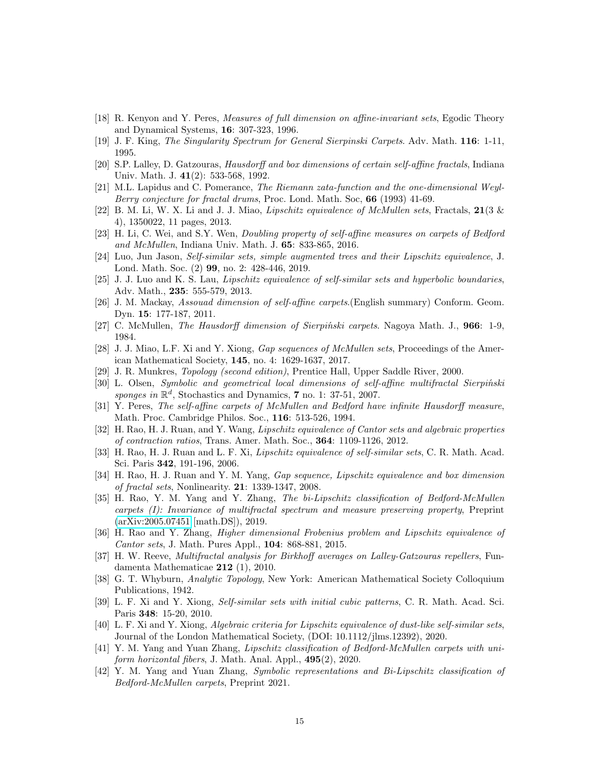[18] R. Kenyon and Y. Peres, *Measures of full dimension on affine-invariant sets*, Egodic Theory and Dynamical Systems, **16**: 307-323, 1996.

[19] J. F. King, *The Singularity Spectrum for General Sierpinski Carpets*. Adv. Math. **116**: 1-11, 1995.

[20] S.P. Lalley, D. Gatzouras, *Hausdorff and box dimensions of certain self-affine fractals*, Indiana Univ. Math. J. **41**(2): 533-568, 1992.

[21] M.L. Lapidus and C. Pomerance, *The Riemann zata-function and the one-dimensional Weyl-Berry conjecture for fractal drums*, Proc. Lond. Math. Soc, **66** (1993) 41-69.

[22] B. M. Li, W. X. Li and J. J. Miao, *Lipschitz equivalence of McMullen sets*, Fractals, **21**(3 & 4), 1350022, 11 pages, 2013.

[23] H. Li, C. Wei, and S.Y. Wen, *Doubling property of self-affine measures on carpets of Bedford and McMullen*, Indiana Univ. Math. J. **65**: 833-865, 2016.

[24] Luo, Jun Jason, *Self-similar sets, simple augmented trees and their Lipschitz equivalence*, J. Lond. Math. Soc. (2) **99**, no. 2: 428-446, 2019.

[25] J. J. Luo and K. S. Lau, *Lipschitz equivalence of self-similar sets and hyperbolic boundaries*, Adv. Math., **235**: 555-579, 2013.

[26] J. M. Mackay, *Assouad dimension of self-affine carpets*.(English summary) Conform. Geom. Dyn. **15**: 177-187, 2011.

[27] C. McMullen, *The Hausdorff dimension of Sierpiński carpets*. Nagoya Math. J., **966**: 1-9, 1984.

[28] J. J. Miao, L.F. Xi and Y. Xiong, *Gap sequences of McMullen sets*, Proceedings of the American Mathematical Society, **145**, no. 4: 1629-1637, 2017.

[29] J. R. Munkres, *Topology (second edition)*, Prentice Hall, Upper Saddle River, 2000.

[30] L. Olsen, *Symbolic and geometrical local dimensions of self-affine multifractal Sierpiński sponges in $\mathbb{R}^d$*, Stochastics and Dynamics, **7** no. 1: 37-51, 2007.

[31] Y. Peres, *The self-affine carpets of McMullen and Bedford have infinite Hausdorff measure*, Math. Proc. Cambridge Philos. Soc., **116**: 513-526, 1994.

[32] H. Rao, H. J. Ruan, and Y. Wang, *Lipschitz equivalence of Cantor sets and algebraic properties of contraction ratios*, Trans. Amer. Math. Soc., **364**: 1109-1126, 2012.

[33] H. Rao, H. J. Ruan and L. F. Xi, *Lipschitz equivalence of self-similar sets*, C. R. Math. Acad. Sci. Paris **342**, 191-196, 2006.

[34] H. Rao, H. J. Ruan and Y. M. Yang, *Gap sequence, Lipschitz equivalence and box dimension of fractal sets*, Nonlinearity. **21**: 1339-1347, 2008.

[35] H. Rao, Y. M. Yang and Y. Zhang, *The bi-Lipschitz classification of Bedford-McMullen carpets (I): Invariance of multifractal spectrum and measure preserving property*, Preprint (arXiv:2005.07451 [math.DS]), 2019.

[36] H. Rao and Y. Zhang, *Higher dimensional Frobenius problem and Lipschitz equivalence of Cantor sets*, J. Math. Pures Appl., **104**: 868-881, 2015.

[37] H. W. Reeve, *Multifractal analysis for Birkhoff averages on Lalley-Gatzouras repellers*, Fundamenta Mathematicae **212** (1), 2010.

[38] G. T. Whyburn, *Analytic Topology*, New York: American Mathematical Society Colloquium Publications, 1942.

[39] L. F. Xi and Y. Xiong, *Self-similar sets with initial cubic patterns*, C. R. Math. Acad. Sci. Paris **348**: 15-20, 2010.

[40] L. F. Xi and Y. Xiong, *Algebraic criteria for Lipschitz equivalence of dust-like self-similar sets*, Journal of the London Mathematical Society, (DOI: 10.1112/jlms.12392), 2020.

[41] Y. M. Yang and Yuan Zhang, *Lipschitz classification of Bedford-McMullen carpets with uniform horizontal fibers*, J. Math. Anal. Appl., **495**(2), 2020.

[42] Y. M. Yang and Yuan Zhang, *Symbolic representations and Bi-Lipschitz classification of Bedford-McMullen carpets*, Preprint 2021.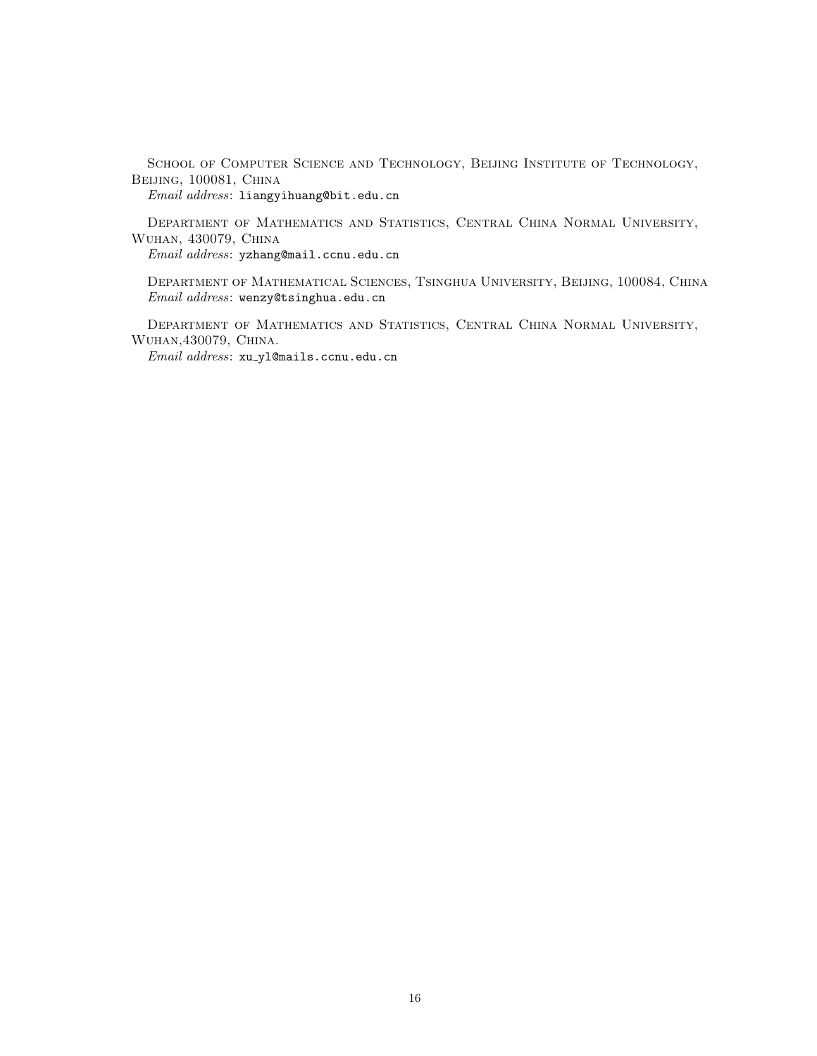School of Computer Science and Technology, Beijing Institute of Technology, Beijing, 100081, China

*Email address*: liangyihuang@bit.edu.cn

Department of Mathematics and Statistics, Central China Normal University, Wuhan, 430079, China

*Email address*: yzhang@mail.ccnu.edu.cn

Department of Mathematical Sciences, Tsinghua University, Beijing, 100084, China

*Email address*: wenzy@tsinghua.edu.cn

Department of Mathematics and Statistics, Central China Normal University, Wuhan,430079, China.

*Email address*: xu_yl@mails.ccnu.edu.cn